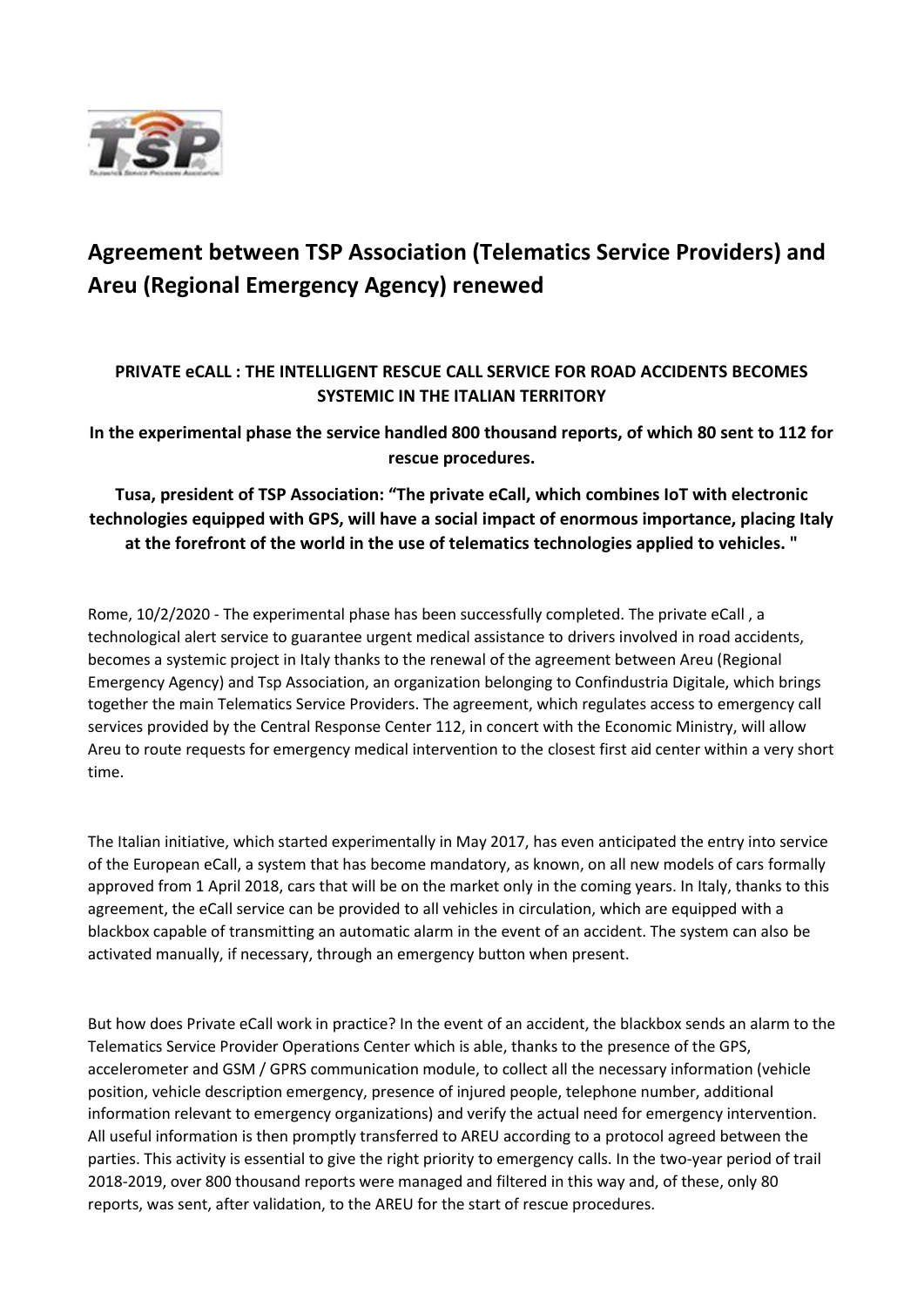# Agreement between TSP Association (Telematics Service Providers) and Areu (Regional Emergency Agency) renewed

**PRIVATE eCALL : THE INTELLIGENT RESCUE CALL SERVICE FOR ROAD ACCIDENTS BECOMES SYSTEMIC IN THE ITALIAN TERRITORY**

**In the experimental phase the service handled 800 thousand reports, of which 80 sent to 112 for rescue procedures.**

**Tusa, president of TSP Association: "The private eCall, which combines IoT with electronic technologies equipped with GPS, will have a social impact of enormous importance, placing Italy at the forefront of the world in the use of telematics technologies applied to vehicles. "**

Rome, 10/2/2020 - The experimental phase has been successfully completed. The private eCall , a technological alert service to guarantee urgent medical assistance to drivers involved in road accidents, becomes a systemic project in Italy thanks to the renewal of the agreement between Areu (Regional Emergency Agency) and Tsp Association, an organization belonging to Confindustria Digitale, which brings together the main Telematics Service Providers. The agreement, which regulates access to emergency call services provided by the Central Response Center 112, in concert with the Economic Ministry, will allow Areu to route requests for emergency medical intervention to the closest first aid center within a very short time.

The Italian initiative, which started experimentally in May 2017, has even anticipated the entry into service of the European eCall, a system that has become mandatory, as known, on all new models of cars formally approved from 1 April 2018, cars that will be on the market only in the coming years. In Italy, thanks to this agreement, the eCall service can be provided to all vehicles in circulation, which are equipped with a blackbox capable of transmitting an automatic alarm in the event of an accident. The system can also be activated manually, if necessary, through an emergency button when present.

But how does Private eCall work in practice? In the event of an accident, the blackbox sends an alarm to the Telematics Service Provider Operations Center which is able, thanks to the presence of the GPS, accelerometer and GSM / GPRS communication module, to collect all the necessary information (vehicle position, vehicle description emergency, presence of injured people, telephone number, additional information relevant to emergency organizations) and verify the actual need for emergency intervention. All useful information is then promptly transferred to AREU according to a protocol agreed between the parties. This activity is essential to give the right priority to emergency calls. In the two-year period of trail 2018-2019, over 800 thousand reports were managed and filtered in this way and, of these, only 80 reports, was sent, after validation, to the AREU for the start of rescue procedures.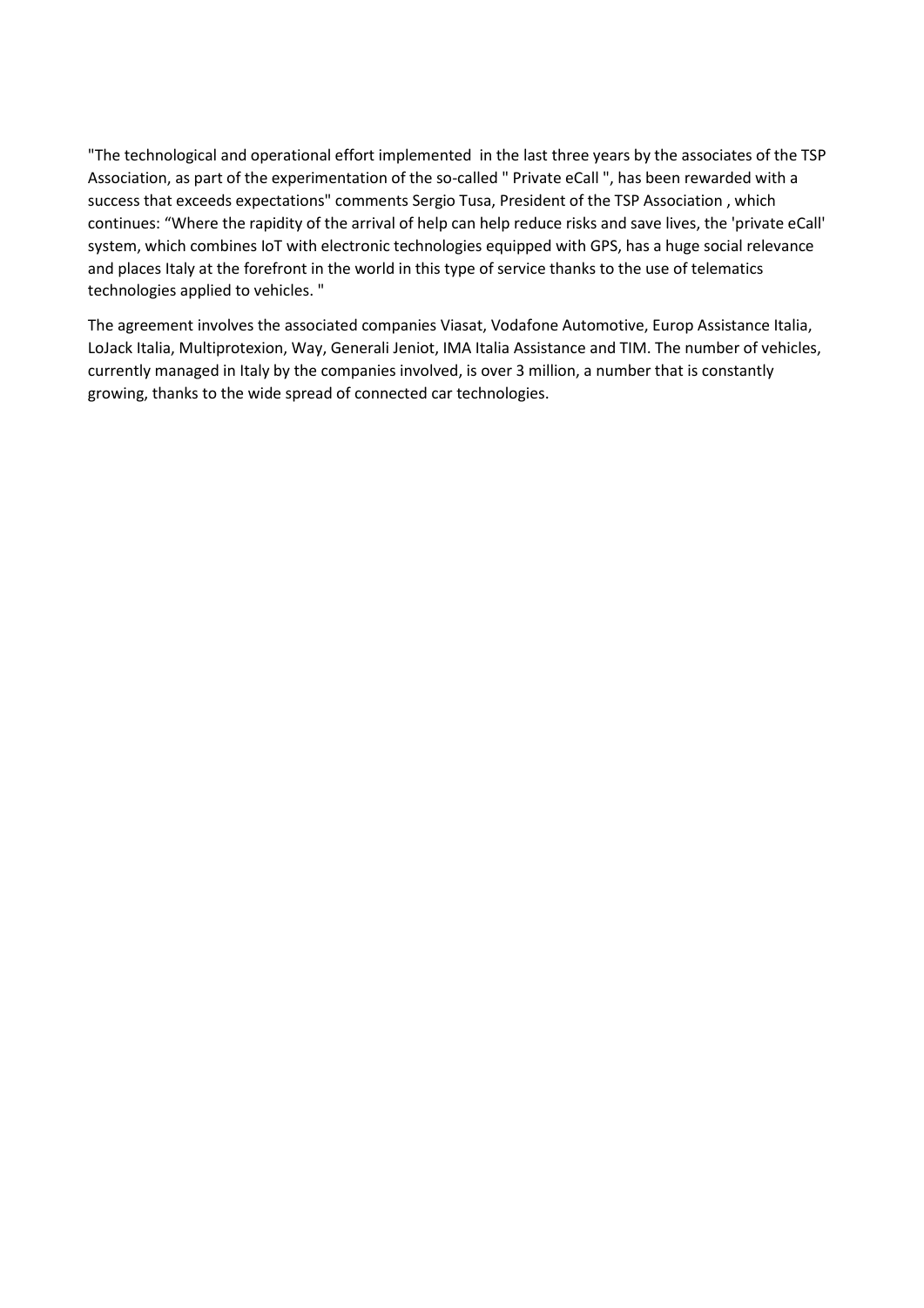"The technological and operational effort implemented in the last three years by the associates of the TSP Association, as part of the experimentation of the so-called " Private eCall ", has been rewarded with a success that exceeds expectations" comments Sergio Tusa, President of the TSP Association , which continues: “Where the rapidity of the arrival of help can help reduce risks and save lives, the 'private eCall' system, which combines IoT with electronic technologies equipped with GPS, has a huge social relevance and places Italy at the forefront in the world in this type of service thanks to the use of telematics technologies applied to vehicles. "

The agreement involves the associated companies Viasat, Vodafone Automotive, Europ Assistance Italia, LoJack Italia, Multiprotexion, Way, Generali Jeniot, IMA Italia Assistance and TIM. The number of vehicles, currently managed in Italy by the companies involved, is over 3 million, a number that is constantly growing, thanks to the wide spread of connected car technologies.